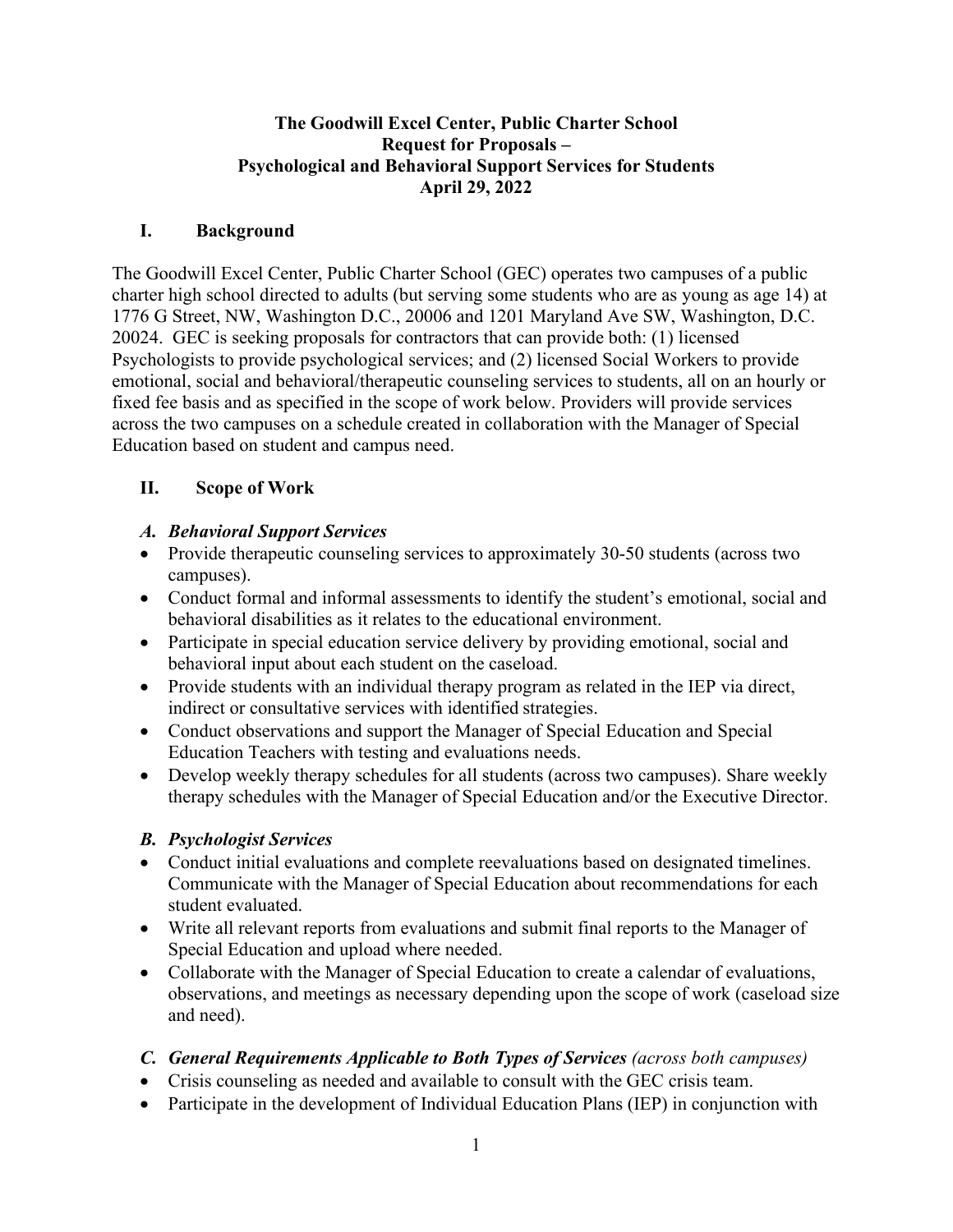# The Goodwill Excel Center, Public Charter School
## Request for Proposals –
## Psychological and Behavioral Support Services for Students
## April 29, 2022

## I. Background

The Goodwill Excel Center, Public Charter School (GEC) operates two campuses of a public charter high school directed to adults (but serving some students who are as young as age 14) at 1776 G Street, NW, Washington D.C., 20006 and 1201 Maryland Ave SW, Washington, D.C. 20024. GEC is seeking proposals for contractors that can provide both: (1) licensed Psychologists to provide psychological services; and (2) licensed Social Workers to provide emotional, social and behavioral/therapeutic counseling services to students, all on an hourly or fixed fee basis and as specified in the scope of work below. Providers will provide services across the two campuses on a schedule created in collaboration with the Manager of Special Education based on student and campus need.

## II. Scope of Work

### *A. Behavioral Support Services*

- Provide therapeutic counseling services to approximately 30-50 students (across two campuses).
- Conduct formal and informal assessments to identify the student's emotional, social and behavioral disabilities as it relates to the educational environment.
- Participate in special education service delivery by providing emotional, social and behavioral input about each student on the caseload.
- Provide students with an individual therapy program as related in the IEP via direct, indirect or consultative services with identified strategies.
- Conduct observations and support the Manager of Special Education and Special Education Teachers with testing and evaluations needs.
- Develop weekly therapy schedules for all students (across two campuses). Share weekly therapy schedules with the Manager of Special Education and/or the Executive Director.

### *B. Psychologist Services*

- Conduct initial evaluations and complete reevaluations based on designated timelines. Communicate with the Manager of Special Education about recommendations for each student evaluated.
- Write all relevant reports from evaluations and submit final reports to the Manager of Special Education and upload where needed.
- Collaborate with the Manager of Special Education to create a calendar of evaluations, observations, and meetings as necessary depending upon the scope of work (caseload size and need).

### *C. General Requirements Applicable to Both Types of Services (across both campuses)*

- Crisis counseling as needed and available to consult with the GEC crisis team.
- Participate in the development of Individual Education Plans (IEP) in conjunction with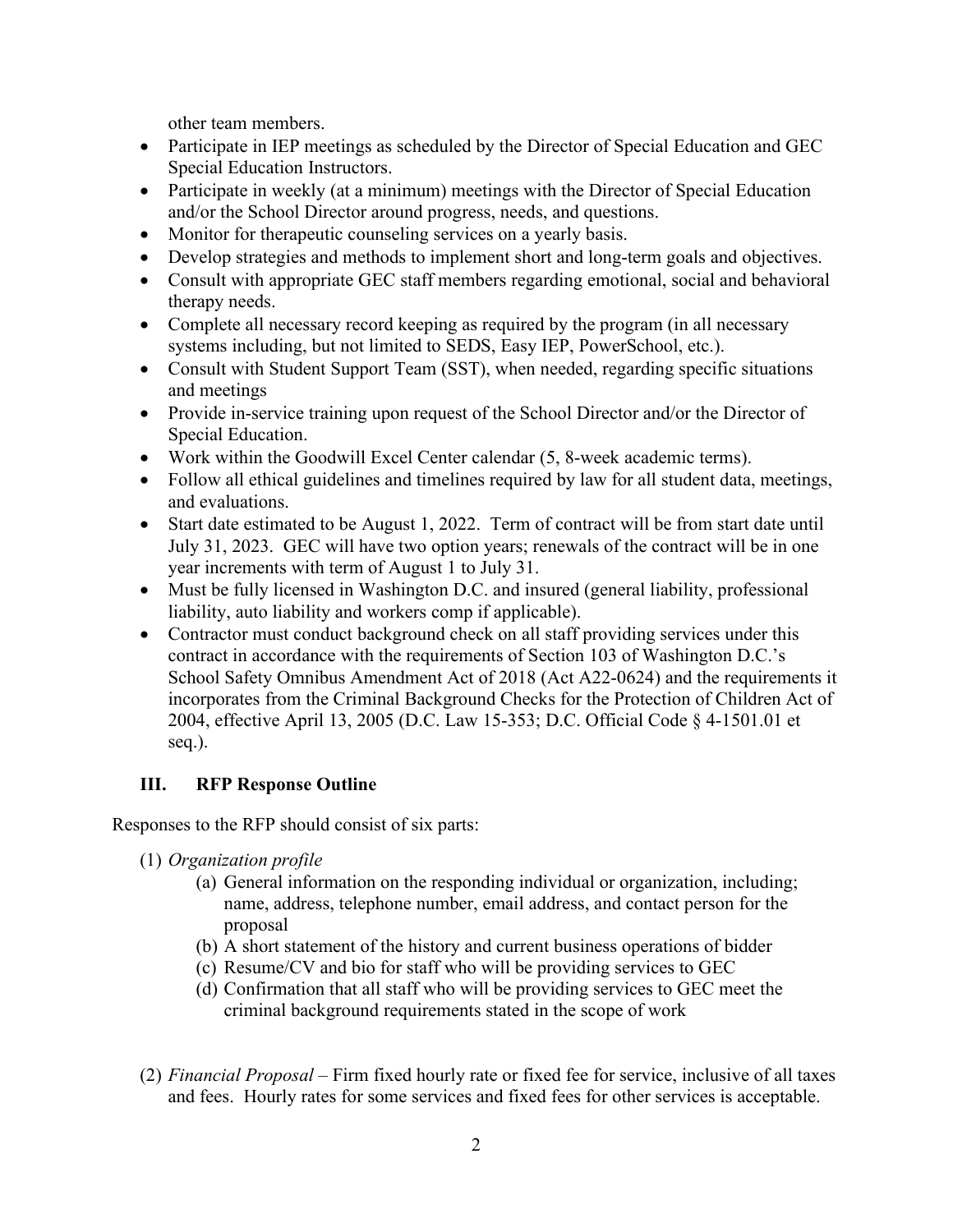other team members.

- Participate in IEP meetings as scheduled by the Director of Special Education and GEC Special Education Instructors.
- Participate in weekly (at a minimum) meetings with the Director of Special Education and/or the School Director around progress, needs, and questions.
- Monitor for therapeutic counseling services on a yearly basis.
- Develop strategies and methods to implement short and long-term goals and objectives.
- Consult with appropriate GEC staff members regarding emotional, social and behavioral therapy needs.
- Complete all necessary record keeping as required by the program (in all necessary systems including, but not limited to SEDS, Easy IEP, PowerSchool, etc.).
- Consult with Student Support Team (SST), when needed, regarding specific situations and meetings
- Provide in-service training upon request of the School Director and/or the Director of Special Education.
- Work within the Goodwill Excel Center calendar (5, 8-week academic terms).
- Follow all ethical guidelines and timelines required by law for all student data, meetings, and evaluations.
- Start date estimated to be August 1, 2022. Term of contract will be from start date until July 31, 2023. GEC will have two option years; renewals of the contract will be in one year increments with term of August 1 to July 31.
- Must be fully licensed in Washington D.C. and insured (general liability, professional liability, auto liability and workers comp if applicable).
- Contractor must conduct background check on all staff providing services under this contract in accordance with the requirements of Section 103 of Washington D.C.'s School Safety Omnibus Amendment Act of 2018 (Act A22-0624) and the requirements it incorporates from the Criminal Background Checks for the Protection of Children Act of 2004, effective April 13, 2005 (D.C. Law 15-353; D.C. Official Code § 4-1501.01 et seq.).

## III. RFP Response Outline

Responses to the RFP should consist of six parts:

(1) *Organization profile*

  (a) General information on the responding individual or organization, including; name, address, telephone number, email address, and contact person for the proposal
  
  (b) A short statement of the history and current business operations of bidder
  
  (c) Resume/CV and bio for staff who will be providing services to GEC
  
  (d) Confirmation that all staff who will be providing services to GEC meet the criminal background requirements stated in the scope of work

(2) *Financial Proposal* – Firm fixed hourly rate or fixed fee for service, inclusive of all taxes and fees. Hourly rates for some services and fixed fees for other services is acceptable.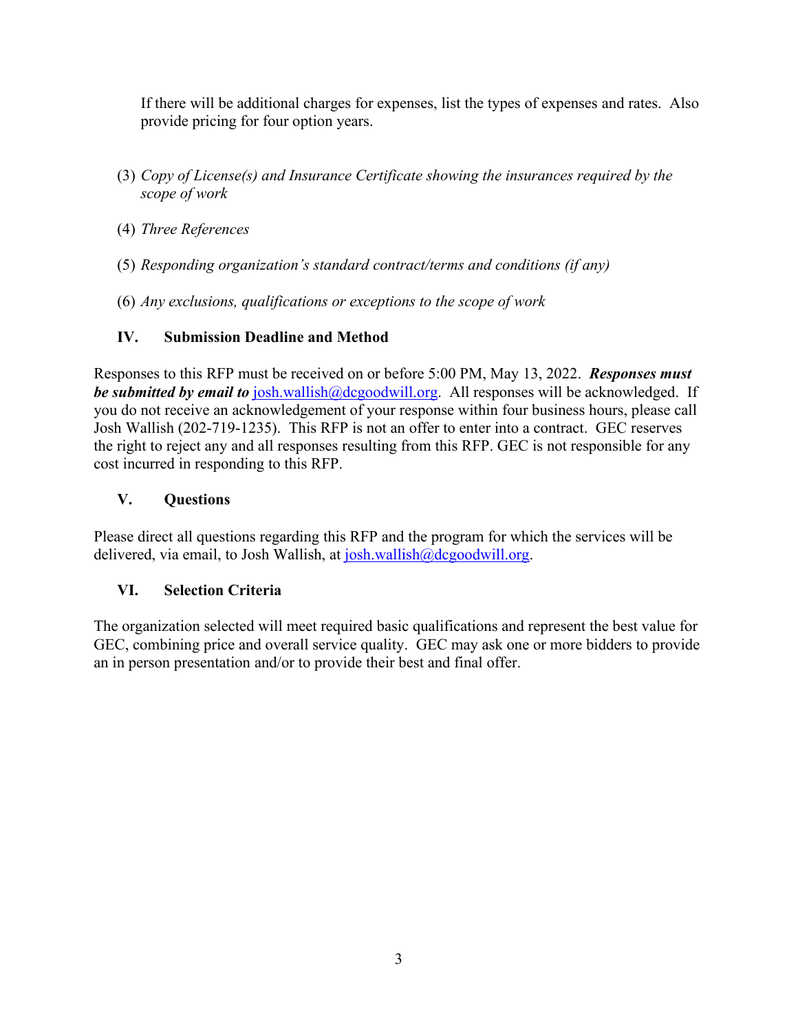If there will be additional charges for expenses, list the types of expenses and rates. Also provide pricing for four option years.

(3) *Copy of License(s) and Insurance Certificate showing the insurances required by the scope of work*

(4) *Three References*

(5) *Responding organization's standard contract/terms and conditions (if any)*

(6) *Any exclusions, qualifications or exceptions to the scope of work*

## IV. Submission Deadline and Method

Responses to this RFP must be received on or before 5:00 PM, May 13, 2022. ***Responses must be submitted by email to*** josh.wallish@dcgoodwill.org. All responses will be acknowledged. If you do not receive an acknowledgement of your response within four business hours, please call Josh Wallish (202-719-1235). This RFP is not an offer to enter into a contract. GEC reserves the right to reject any and all responses resulting from this RFP. GEC is not responsible for any cost incurred in responding to this RFP.

## V. Questions

Please direct all questions regarding this RFP and the program for which the services will be delivered, via email, to Josh Wallish, at josh.wallish@dcgoodwill.org.

## VI. Selection Criteria

The organization selected will meet required basic qualifications and represent the best value for GEC, combining price and overall service quality. GEC may ask one or more bidders to provide an in person presentation and/or to provide their best and final offer.